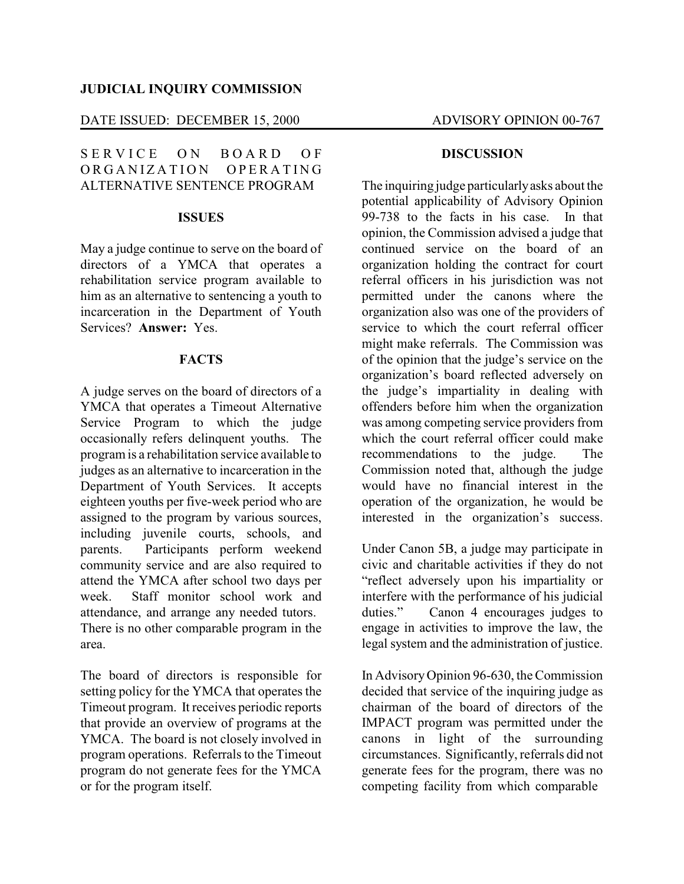**JUDICIAL INQUIRY COMMISSION**

DATE ISSUED: DECEMBER 15, 2000 ADVISORY OPINION 00-767

SERVICE ON BOARD OF ORGANIZATION OPERATING ALTERNATIVE SENTENCE PROGRAM

## ISSUES

May a judge continue to serve on the board of directors of a YMCA that operates a rehabilitation service program available to him as an alternative to sentencing a youth to incarceration in the Department of Youth Services? **Answer:** Yes.

## FACTS

A judge serves on the board of directors of a YMCA that operates a Timeout Alternative Service Program to which the judge occasionally refers delinquent youths. The program is a rehabilitation service available to judges as an alternative to incarceration in the Department of Youth Services. It accepts eighteen youths per five-week period who are assigned to the program by various sources, including juvenile courts, schools, and parents. Participants perform weekend community service and are also required to attend the YMCA after school two days per week. Staff monitor school work and attendance, and arrange any needed tutors. There is no other comparable program in the area.

The board of directors is responsible for setting policy for the YMCA that operates the Timeout program. It receives periodic reports that provide an overview of programs at the YMCA. The board is not closely involved in program operations. Referrals to the Timeout program do not generate fees for the YMCA or for the program itself.

## DISCUSSION

The inquiring judge particularly asks about the potential applicability of Advisory Opinion 99-738 to the facts in his case. In that opinion, the Commission advised a judge that continued service on the board of an organization holding the contract for court referral officers in his jurisdiction was not permitted under the canons where the organization also was one of the providers of service to which the court referral officer might make referrals. The Commission was of the opinion that the judge's service on the organization's board reflected adversely on the judge's impartiality in dealing with offenders before him when the organization was among competing service providers from which the court referral officer could make recommendations to the judge. The Commission noted that, although the judge would have no financial interest in the operation of the organization, he would be interested in the organization's success.

Under Canon 5B, a judge may participate in civic and charitable activities if they do not "reflect adversely upon his impartiality or interfere with the performance of his judicial duties." Canon 4 encourages judges to engage in activities to improve the law, the legal system and the administration of justice.

In Advisory Opinion 96-630, the Commission decided that service of the inquiring judge as chairman of the board of directors of the IMPACT program was permitted under the canons in light of the surrounding circumstances. Significantly, referrals did not generate fees for the program, there was no competing facility from which comparable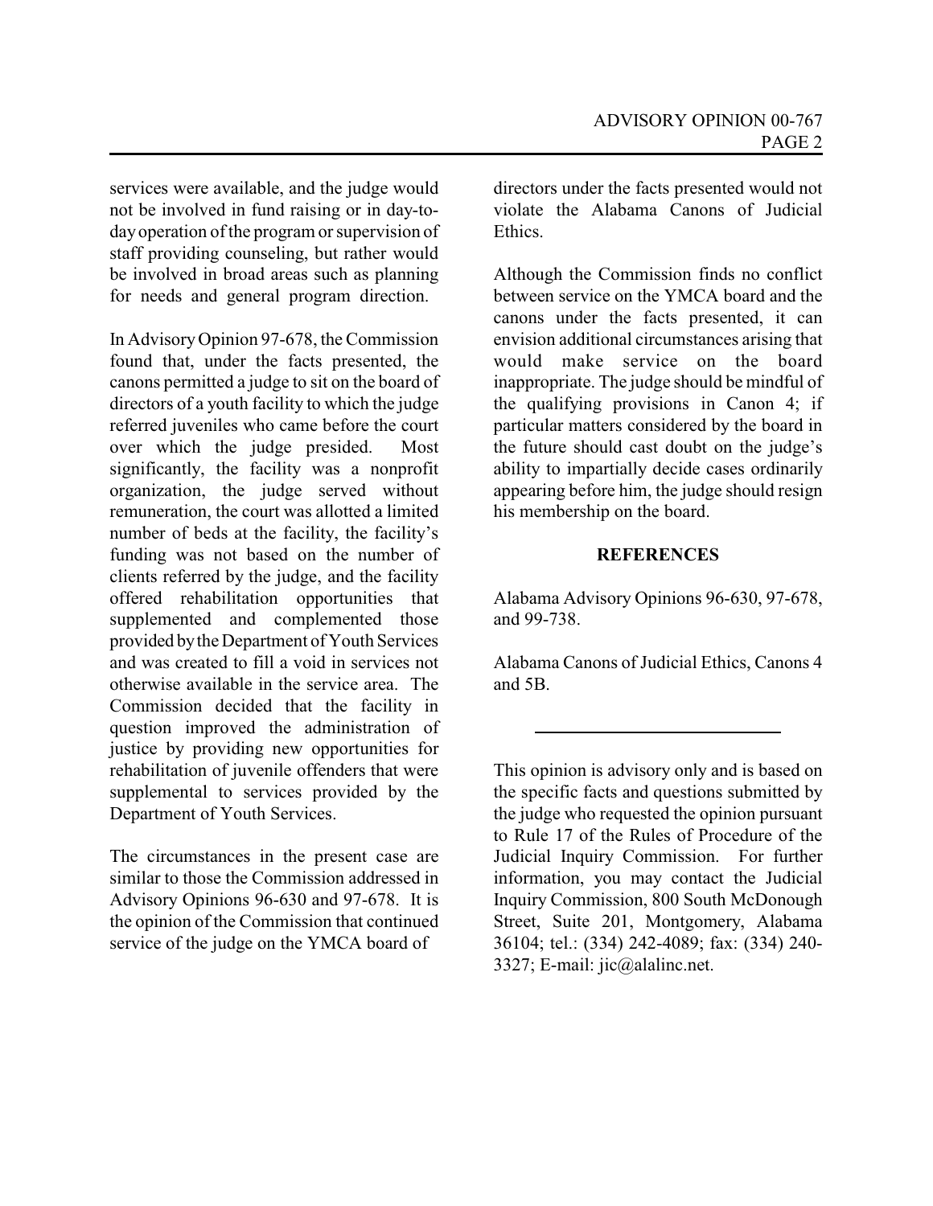services were available, and the judge would not be involved in fund raising or in day-to-day operation of the program or supervision of staff providing counseling, but rather would be involved in broad areas such as planning for needs and general program direction.

In Advisory Opinion 97-678, the Commission found that, under the facts presented, the canons permitted a judge to sit on the board of directors of a youth facility to which the judge referred juveniles who came before the court over which the judge presided. Most significantly, the facility was a nonprofit organization, the judge served without remuneration, the court was allotted a limited number of beds at the facility, the facility's funding was not based on the number of clients referred by the judge, and the facility offered rehabilitation opportunities that supplemented and complemented those provided by the Department of Youth Services and was created to fill a void in services not otherwise available in the service area. The Commission decided that the facility in question improved the administration of justice by providing new opportunities for rehabilitation of juvenile offenders that were supplemental to services provided by the Department of Youth Services.

The circumstances in the present case are similar to those the Commission addressed in Advisory Opinions 96-630 and 97-678. It is the opinion of the Commission that continued service of the judge on the YMCA board of directors under the facts presented would not violate the Alabama Canons of Judicial Ethics.

Although the Commission finds no conflict between service on the YMCA board and the canons under the facts presented, it can envision additional circumstances arising that would make service on the board inappropriate. The judge should be mindful of the qualifying provisions in Canon 4; if particular matters considered by the board in the future should cast doubt on the judge's ability to impartially decide cases ordinarily appearing before him, the judge should resign his membership on the board.

## REFERENCES

Alabama Advisory Opinions 96-630, 97-678, and 99-738.

Alabama Canons of Judicial Ethics, Canons 4 and 5B.

---

This opinion is advisory only and is based on the specific facts and questions submitted by the judge who requested the opinion pursuant to Rule 17 of the Rules of Procedure of the Judicial Inquiry Commission. For further information, you may contact the Judicial Inquiry Commission, 800 South McDonough Street, Suite 201, Montgomery, Alabama 36104; tel.: (334) 242-4089; fax: (334) 240-3327; E-mail: jic@alalinc.net.